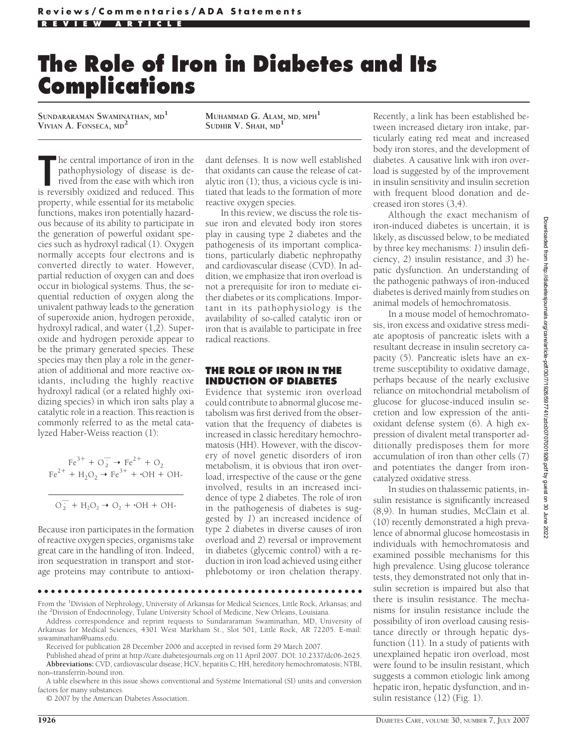Reviews/Commentaries/ADA Statements

REVIEW ARTICLE

# The Role of Iron in Diabetes and Its Complications

SUNDARARAMAN SWAMINATHAN, MD[1]
VIVIAN A. FONSECA, MD[2]
MUHAMMAD G. ALAM, MD, MPH[1]
SUDHIR V. SHAH, MD[1]

The central importance of iron in the pathophysiology of disease is derived from the ease with which iron is reversibly oxidized and reduced. This property, while essential for its metabolic functions, makes iron potentially hazardous because of its ability to participate in the generation of powerful oxidant species such as hydroxyl radical (1). Oxygen normally accepts four electrons and is converted directly to water. However, partial reduction of oxygen can and does occur in biological systems. Thus, the sequential reduction of oxygen along the univalent pathway leads to the generation of superoxide anion, hydrogen peroxide, hydroxyl radical, and water (1,2). Superoxide and hydrogen peroxide appear to be the primary generated species. These species may then play a role in the generation of additional and more reactive oxidants, including the highly reactive hydroxyl radical (or a related highly oxidizing species) in which iron salts play a catalytic role in a reaction. This reaction is commonly referred to as the metal catalyzed Haber-Weiss reaction (1):

$$Fe^{3+} + O_2^{\cdot -} \rightarrow Fe^{2+} + O_2$$
$$Fe^{2+} + H_2O_2 \rightarrow Fe^{3+} + \cdot OH + OH^-$$

$$O_2^{\cdot -} + H_2O_2 \rightarrow O_2 + \cdot OH + OH^-$$

Because iron participates in the formation of reactive oxygen species, organisms take great care in the handling of iron. Indeed, iron sequestration in transport and storage proteins may contribute to antioxidant defenses. It is now well established that oxidants can cause the release of catalytic iron (1); thus, a vicious cycle is initiated that leads to the formation of more reactive oxygen species.

In this review, we discuss the role tissue iron and elevated body iron stores play in causing type 2 diabetes and the pathogenesis of its important complications, particularly diabetic nephropathy and cardiovascular disease (CVD). In addition, we emphasize that iron overload is not a prerequisite for iron to mediate either diabetes or its complications. Important in its pathophysiology is the availability of so-called catalytic iron or iron that is available to participate in free radical reactions.

## THE ROLE OF IRON IN THE INDUCTION OF DIABETES

Evidence that systemic iron overload could contribute to abnormal glucose metabolism was first derived from the observation that the frequency of diabetes is increased in classic hereditary hemochromatosis (HH). However, with the discovery of novel genetic disorders of iron metabolism, it is obvious that iron overload, irrespective of the cause or the gene involved, results in an increased incidence of type 2 diabetes. The role of iron in the pathogenesis of diabetes is suggested by *1*) an increased incidence of type 2 diabetes in diverse causes of iron overload and *2*) reversal or improvement in diabetes (glycemic control) with a reduction in iron load achieved using either phlebotomy or iron chelation therapy. Recently, a link has been established between increased dietary iron intake, particularly eating red meat and increased body iron stores, and the development of diabetes. A causative link with iron overload is suggested by of the improvement in insulin sensitivity and insulin secretion with frequent blood donation and decreased iron stores (3,4).

Although the exact mechanism of iron-induced diabetes is uncertain, it is likely, as discussed below, to be mediated by three key mechanisms: *1*) insulin deficiency, *2*) insulin resistance, and *3*) hepatic dysfunction. An understanding of the pathogenic pathways of iron-induced diabetes is derived mainly from studies on animal models of hemochromatosis.

In a mouse model of hemochromatosis, iron excess and oxidative stress mediate apoptosis of pancreatic islets with a resultant decrease in insulin secretory capacity (5). Pancreatic islets have an extreme susceptibility to oxidative damage, perhaps because of the nearly exclusive reliance on mitochondrial metabolism of glucose for glucose-induced insulin secretion and low expression of the antioxidant defense system (6). A high expression of divalent metal transporter additionally predisposes them for more accumulation of iron than other cells (7) and potentiates the danger from iron-catalyzed oxidative stress.

In studies on thalassemic patients, insulin resistance is significantly increased (8,9). In human studies, McClain et al. (10) recently demonstrated a high prevalence of abnormal glucose homeostasis in individuals with hemochromatosis and examined possible mechanisms for this high prevalence. Using glucose tolerance tests, they demonstrated not only that insulin secretion is impaired but also that there is insulin resistance. The mechanisms for insulin resistance include the possibility of iron overload causing resistance directly or through hepatic dysfunction (11). In a study of patients with unexplained hepatic iron overload, most were found to be insulin resistant, which suggests a common etiologic link among hepatic iron, hepatic dysfunction, and insulin resistance (12) (Fig. 1).

From the [1]Division of Nephrology, University of Arkansas for Medical Sciences, Little Rock, Arkansas; and the [2]Division of Endocrinology, Tulane University School of Medicine, New Orleans, Louisiana.

Address correspondence and reprint requests to Sundararaman Swaminathan, MD, University of Arkansas for Medical Sciences, 4301 West Markham St., Slot 501, Little Rock, AR 72205. E-mail: sswaminathan@uams.edu.

Received for publication 28 December 2006 and accepted in revised form 29 March 2007.

Published ahead of print at http://care.diabetesjournals.org on 11 April 2007. DOI: 10.2337/dc06-2625.

**Abbreviations:** CVD, cardiovascular disease; HCV, hepatitis C; HH, hereditory hemochromatosis; NTBI, non–transferrin-bound iron.

A table elsewhere in this issue shows conventional and Système International (SI) units and conversion factors for many substances.

© 2007 by the American Diabetes Association.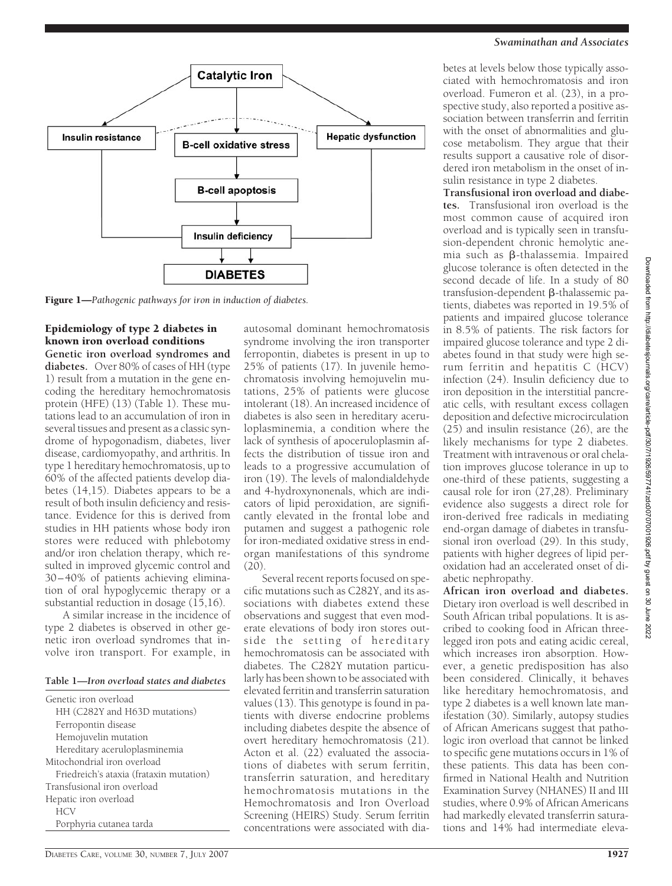Figure 1—*Pathogenic pathways for iron in induction of diabetes.*

## Epidemiology of type 2 diabetes in known iron overload conditions

**Genetic iron overload syndromes and diabetes.** Over 80% of cases of HH (type 1) result from a mutation in the gene encoding the hereditary hemochromatosis protein (HFE) (13) (Table 1). These mutations lead to an accumulation of iron in several tissues and present as a classic syndrome of hypogonadism, diabetes, liver disease, cardiomyopathy, and arthritis. In type 1 hereditary hemochromatosis, up to 60% of the affected patients develop diabetes (14,15). Diabetes appears to be a result of both insulin deficiency and resistance. Evidence for this is derived from studies in HH patients whose body iron stores were reduced with phlebotomy and/or iron chelation therapy, which resulted in improved glycemic control and 30–40% of patients achieving elimination of oral hypoglycemic therapy or a substantial reduction in dosage (15,16).

A similar increase in the incidence of type 2 diabetes is observed in other genetic iron overload syndromes that involve iron transport. For example, in autosomal dominant hemochromatosis syndrome involving the iron transporter ferropontin, diabetes is present in up to 25% of patients (17). In juvenile hemochromatosis involving hemojuvelin mutations, 25% of patients were glucose intolerant (18). An increased incidence of diabetes is also seen in hereditary aceruloplasminemia, a condition where the lack of synthesis of apoceruloplasmin affects the distribution of tissue iron and leads to a progressive accumulation of iron (19). The levels of malondialdehyde and 4-hydroxynonenals, which are indicators of lipid peroxidation, are significantly elevated in the frontal lobe and putamen and suggest a pathogenic role for iron-mediated oxidative stress in end-organ manifestations of this syndrome (20).

Several recent reports focused on specific mutations such as C282Y, and its associations with diabetes extend these observations and suggest that even moderate elevations of body iron stores outside the setting of hereditary hemochromatosis can be associated with diabetes. The C282Y mutation particularly has been shown to be associated with elevated ferritin and transferrin saturation values (13). This genotype is found in patients with diverse endocrine problems including diabetes despite the absence of overt hereditary hemochromatosis (21). Acton et al. (22) evaluated the associations of diabetes with serum ferritin, transferrin saturation, and hereditary hemochromatosis mutations in the Hemochromatosis and Iron Overload Screening (HEIRS) Study. Serum ferritin concentrations were associated with diabetes at levels below those typically associated with hemochromatosis and iron overload. Fumeron et al. (23), in a prospective study, also reported a positive association between transferrin and ferritin with the onset of abnormalities and glucose metabolism. They argue that their results support a causative role of disordered iron metabolism in the onset of insulin resistance in type 2 diabetes.

**Table 1—*Iron overload states and diabetes***

| |
|---|
| Genetic iron overload |
| HH (C282Y and H63D mutations) |
| Ferropontin disease |
| Hemojuvelin mutation |
| Hereditary aceruloplasminemia |
| Mitochondrial iron overload |
| Friedreich's ataxia (frataxin mutation) |
| Transfusional iron overload |
| Hepatic iron overload |
| HCV |
| Porphyria cutanea tarda |

**Transfusional iron overload and diabetes.** Transfusional iron overload is the most common cause of acquired iron overload and is typically seen in transfusion-dependent chronic hemolytic anemia such as β-thalassemia. Impaired glucose tolerance is often detected in the second decade of life. In a study of 80 transfusion-dependent β-thalassemic patients, diabetes was reported in 19.5% of patients and impaired glucose tolerance in 8.5% of patients. The risk factors for impaired glucose tolerance and type 2 diabetes found in that study were high serum ferritin and hepatitis C (HCV) infection (24). Insulin deficiency due to iron deposition in the interstitial pancreatic cells, with resultant excess collagen deposition and defective microcirculation (25) and insulin resistance (26), are the likely mechanisms for type 2 diabetes. Treatment with intravenous or oral chelation improves glucose tolerance in up to one-third of these patients, suggesting a causal role for iron (27,28). Preliminary evidence also suggests a direct role for iron-derived free radicals in mediating end-organ damage of diabetes in transfusional iron overload (29). In this study, patients with higher degrees of lipid peroxidation had an accelerated onset of diabetic nephropathy.

**African iron overload and diabetes.** Dietary iron overload is well described in South African tribal populations. It is ascribed to cooking food in African three-legged iron pots and eating acidic cereal, which increases iron absorption. However, a genetic predisposition has also been considered. Clinically, it behaves like hereditary hemochromatosis, and type 2 diabetes is a well known late manifestation (30). Similarly, autopsy studies of African Americans suggest that pathologic iron overload that cannot be linked to specific gene mutations occurs in 1% of these patients. This data has been confirmed in National Health and Nutrition Examination Survey (NHANES) II and III studies, where 0.9% of African Americans had markedly elevated transferrin saturations and 14% had intermediate eleva-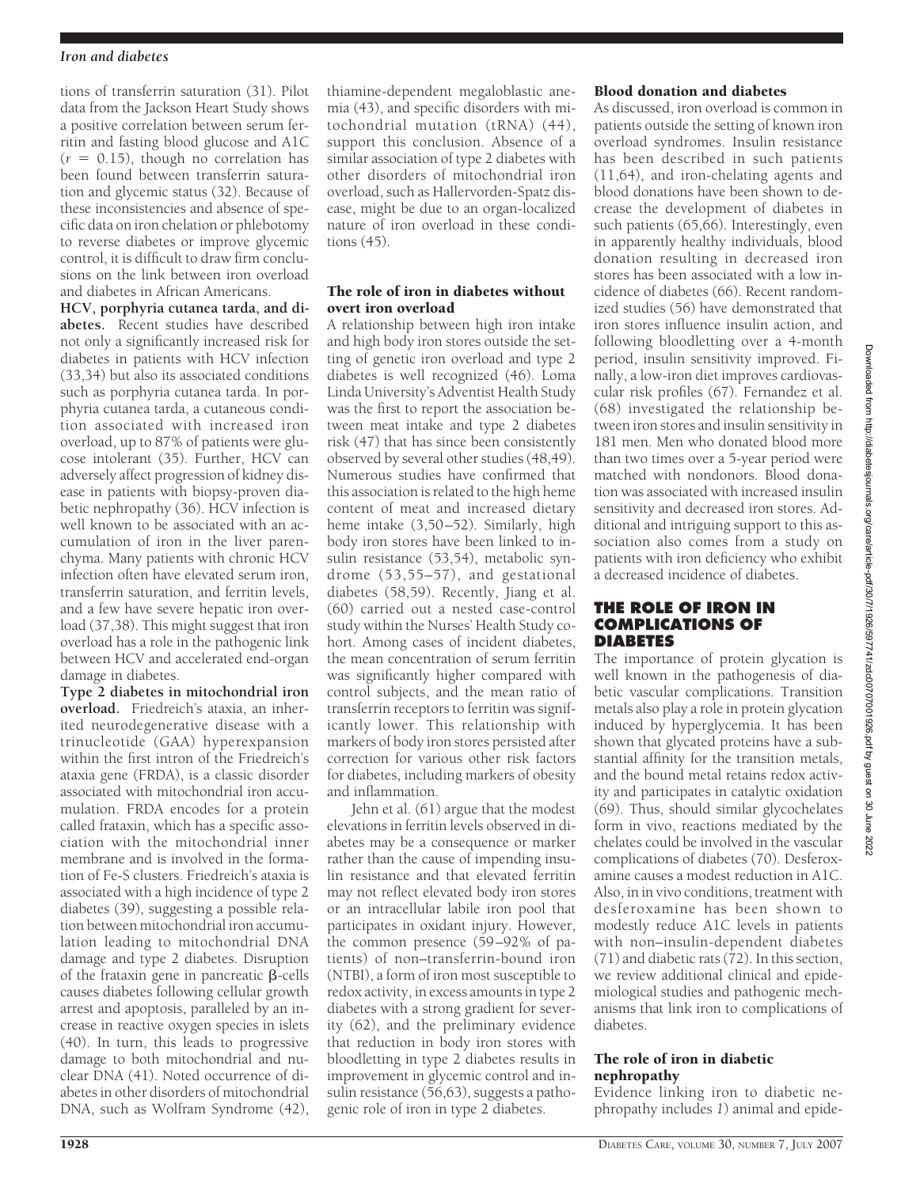tions of transferrin saturation (31). Pilot data from the Jackson Heart Study shows a positive correlation between serum ferritin and fasting blood glucose and A1C ($r = 0.15$), though no correlation has been found between transferrin saturation and glycemic status (32). Because of these inconsistencies and absence of specific data on iron chelation or phlebotomy to reverse diabetes or improve glycemic control, it is difficult to draw firm conclusions on the link between iron overload and diabetes in African Americans.

**HCV, porphyria cutanea tarda, and diabetes.** Recent studies have described not only a significantly increased risk for diabetes in patients with HCV infection (33,34) but also its associated conditions such as porphyria cutanea tarda. In porphyria cutanea tarda, a cutaneous condition associated with increased iron overload, up to 87% of patients were glucose intolerant (35). Further, HCV can adversely affect progression of kidney disease in patients with biopsy-proven diabetic nephropathy (36). HCV infection is well known to be associated with an accumulation of iron in the liver parenchyma. Many patients with chronic HCV infection often have elevated serum iron, transferrin saturation, and ferritin levels, and a few have severe hepatic iron overload (37,38). This might suggest that iron overload has a role in the pathogenic link between HCV and accelerated end-organ damage in diabetes.

**Type 2 diabetes in mitochondrial iron overload.** Friedreich's ataxia, an inherited neurodegenerative disease with a trinucleotide (GAA) hyperexpansion within the first intron of the Friedreich's ataxia gene (FRDA), is a classic disorder associated with mitochondrial iron accumulation. FRDA encodes for a protein called frataxin, which has a specific association with the mitochondrial inner membrane and is involved in the formation of Fe-S clusters. Friedreich's ataxia is associated with a high incidence of type 2 diabetes (39), suggesting a possible relation between mitochondrial iron accumulation leading to mitochondrial DNA damage and type 2 diabetes. Disruption of the frataxin gene in pancreatic $\beta$-cells causes diabetes following cellular growth arrest and apoptosis, paralleled by an increase in reactive oxygen species in islets (40). In turn, this leads to progressive damage to both mitochondrial and nuclear DNA (41). Noted occurrence of diabetes in other disorders of mitochondrial DNA, such as Wolfram Syndrome (42), thiamine-dependent megaloblastic anemia (43), and specific disorders with mitochondrial mutation (tRNA) (44), support this conclusion. Absence of a similar association of type 2 diabetes with other disorders of mitochondrial iron overload, such as Hallervorden-Spatz disease, might be due to an organ-localized nature of iron overload in these conditions (45).

### The role of iron in diabetes without overt iron overload

A relationship between high iron intake and high body iron stores outside the setting of genetic iron overload and type 2 diabetes is well recognized (46). Loma Linda University's Adventist Health Study was the first to report the association between meat intake and type 2 diabetes risk (47) that has since been consistently observed by several other studies (48,49). Numerous studies have confirmed that this association is related to the high heme content of meat and increased dietary heme intake (3,50–52). Similarly, high body iron stores have been linked to insulin resistance (53,54), metabolic syndrome (53,55–57), and gestational diabetes (58,59). Recently, Jiang et al. (60) carried out a nested case-control study within the Nurses' Health Study cohort. Among cases of incident diabetes, the mean concentration of serum ferritin was significantly higher compared with control subjects, and the mean ratio of transferrin receptors to ferritin was significantly lower. This relationship with markers of body iron stores persisted after correction for various other risk factors for diabetes, including markers of obesity and inflammation.

Jehn et al. (61) argue that the modest elevations in ferritin levels observed in diabetes may be a consequence or marker rather than the cause of impending insulin resistance and that elevated ferritin may not reflect elevated body iron stores or an intracellular labile iron pool that participates in oxidant injury. However, the common presence (59–92% of patients) of non–transferrin-bound iron (NTBI), a form of iron most susceptible to redox activity, in excess amounts in type 2 diabetes with a strong gradient for severity (62), and the preliminary evidence that reduction in body iron stores with bloodletting in type 2 diabetes results in improvement in glycemic control and insulin resistance (56,63), suggests a pathogenic role of iron in type 2 diabetes.

### Blood donation and diabetes

As discussed, iron overload is common in patients outside the setting of known iron overload syndromes. Insulin resistance has been described in such patients (11,64), and iron-chelating agents and blood donations have been shown to decrease the development of diabetes in such patients (65,66). Interestingly, even in apparently healthy individuals, blood donation resulting in decreased iron stores has been associated with a low incidence of diabetes (66). Recent randomized studies (56) have demonstrated that iron stores influence insulin action, and following bloodletting over a 4-month period, insulin sensitivity improved. Finally, a low-iron diet improves cardiovascular risk profiles (67). Fernandez et al. (68) investigated the relationship between iron stores and insulin sensitivity in 181 men. Men who donated blood more than two times over a 5-year period were matched with nondonors. Blood donation was associated with increased insulin sensitivity and decreased iron stores. Additional and intriguing support to this association also comes from a study on patients with iron deficiency who exhibit a decreased incidence of diabetes.

## THE ROLE OF IRON IN COMPLICATIONS OF DIABETES

The importance of protein glycation is well known in the pathogenesis of diabetic vascular complications. Transition metals also play a role in protein glycation induced by hyperglycemia. It has been shown that glycated proteins have a substantial affinity for the transition metals, and the bound metal retains redox activity and participates in catalytic oxidation (69). Thus, should similar glycochelates form in vivo, reactions mediated by the chelates could be involved in the vascular complications of diabetes (70). Desferoxamine causes a modest reduction in A1C. Also, in in vivo conditions, treatment with desferoxamine has been shown to modestly reduce A1C levels in patients with non–insulin-dependent diabetes (71) and diabetic rats (72). In this section, we review additional clinical and epidemiological studies and pathogenic mechanisms that link iron to complications of diabetes.

### The role of iron in diabetic nephropathy

Evidence linking iron to diabetic nephropathy includes *1*) animal and epide-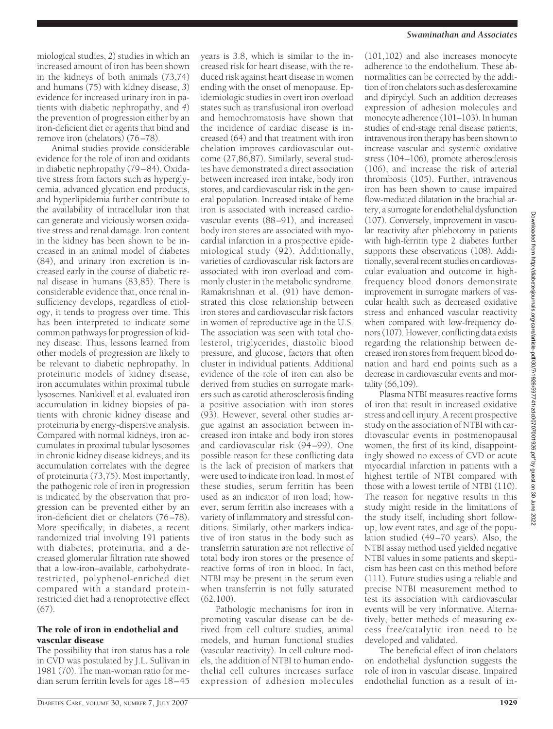miological studies, 2) studies in which an increased amount of iron has been shown in the kidneys of both animals (73,74) and humans (75) with kidney disease, 3) evidence for increased urinary iron in patients with diabetic nephropathy, and 4) the prevention of progression either by an iron-deficient diet or agents that bind and remove iron (chelators) (76–78).

Animal studies provide considerable evidence for the role of iron and oxidants in diabetic nephropathy (79–84). Oxidative stress from factors such as hyperglycemia, advanced glycation end products, and hyperlipidemia further contribute to the availability of intracellular iron that can generate and viciously worsen oxidative stress and renal damage. Iron content in the kidney has been shown to be increased in an animal model of diabetes (84), and urinary iron excretion is increased early in the course of diabetic renal disease in humans (83,85). There is considerable evidence that, once renal insufficiency develops, regardless of etiology, it tends to progress over time. This has been interpreted to indicate some common pathways for progression of kidney disease. Thus, lessons learned from other models of progression are likely to be relevant to diabetic nephropathy. In proteinuric models of kidney disease, iron accumulates within proximal tubule lysosomes. Nankivell et al. evaluated iron accumulation in kidney biopsies of patients with chronic kidney disease and proteinuria by energy-dispersive analysis. Compared with normal kidneys, iron accumulates in proximal tubular lysosomes in chronic kidney disease kidneys, and its accumulation correlates with the degree of proteinuria (73,75). Most importantly, the pathogenic role of iron in progression is indicated by the observation that progression can be prevented either by an iron-deficient diet or chelators (76–78). More specifically, in diabetes, a recent randomized trial involving 191 patients with diabetes, proteinuria, and a decreased glomerular filtration rate showed that a low-iron–available, carbohydrate-restricted, polyphenol-enriched diet compared with a standard protein-restricted diet had a renoprotective effect (67).

### The role of iron in endothelial and vascular disease

The possibility that iron status has a role in CVD was postulated by J.L. Sullivan in 1981 (70). The man-woman ratio for median serum ferritin levels for ages 18–45 years is 3.8, which is similar to the increased risk for heart disease, with the reduced risk against heart disease in women ending with the onset of menopause. Epidemiologic studies in overt iron overload states such as transfusional iron overload and hemochromatosis have shown that the incidence of cardiac disease is increased (64) and that treatment with iron chelation improves cardiovascular outcome (27,86,87). Similarly, several studies have demonstrated a direct association between increased iron intake, body iron stores, and cardiovascular risk in the general population. Increased intake of heme iron is associated with increased cardiovascular events (88–91), and increased body iron stores are associated with myocardial infarction in a prospective epidemiological study (92). Additionally, varieties of cardiovascular risk factors are associated with iron overload and commonly cluster in the metabolic syndrome. Ramakrishnan et al. (91) have demonstrated this close relationship between iron stores and cardiovascular risk factors in women of reproductive age in the U.S. The association was seen with total cholesterol, triglycerides, diastolic blood pressure, and glucose, factors that often cluster in individual patients. Additional evidence of the role of iron can also be derived from studies on surrogate markers such as carotid atherosclerosis finding a positive association with iron stores (93). However, several other studies argue against an association between increased iron intake and body iron stores and cardiovascular risk (94–99). One possible reason for these conflicting data is the lack of precision of markers that were used to indicate iron load. In most of these studies, serum ferritin has been used as an indicator of iron load; however, serum ferritin also increases with a variety of inflammatory and stressful conditions. Similarly, other markers indicative of iron status in the body such as transferrin saturation are not reflective of total body iron stores or the presence of reactive forms of iron in blood. In fact, NTBI may be present in the serum even when transferrin is not fully saturated (62,100).

Pathologic mechanisms for iron in promoting vascular disease can be derived from cell culture studies, animal models, and human functional studies (vascular reactivity). In cell culture models, the addition of NTBI to human endothelial cell cultures increases surface expression of adhesion molecules (101,102) and also increases monocyte adherence to the endothelium. These abnormalities can be corrected by the addition of iron chelators such as desferoxamine and dipirydyl. Such an addition decreases expression of adhesion molecules and monocyte adherence (101–103). In human studies of end-stage renal disease patients, intravenous iron therapy has been shown to increase vascular and systemic oxidative stress (104–106), promote atherosclerosis (106), and increase the risk of arterial thrombosis (105). Further, intravenous iron has been shown to cause impaired flow-mediated dilatation in the brachial artery, a surrogate for endothelial dysfunction (107). Conversely, improvement in vascular reactivity after phlebotomy in patients with high-ferritin type 2 diabetes further supports these observations (108). Additionally, several recent studies on cardiovascular evaluation and outcome in high-frequency blood donors demonstrate improvement in surrogate markers of vascular health such as decreased oxidative stress and enhanced vascular reactivity when compared with low-frequency donors (107). However, conflicting data exists regarding the relationship between decreased iron stores from frequent blood donation and hard end points such as a decrease in cardiovascular events and mortality (66,109).

Plasma NTBI measures reactive forms of iron that result in increased oxidative stress and cell injury. A recent prospective study on the association of NTBI with cardiovascular events in postmenopausal women, the first of its kind, disappointingly showed no excess of CVD or acute myocardial infarction in patients with a highest tertile of NTBI compared with those with a lowest tertile of NTBI (110). The reason for negative results in this study might reside in the limitations of the study itself, including short follow-up, low event rates, and age of the population studied (49–70 years). Also, the NTBI assay method used yielded negative NTBI values in some patients and skepticism has been cast on this method before (111). Future studies using a reliable and precise NTBI measurement method to test its association with cardiovascular events will be very informative. Alternatively, better methods of measuring excess free/catalytic iron need to be developed and validated.

The beneficial effect of iron chelators on endothelial dysfunction suggests the role of iron in vascular disease. Impaired endothelial function as a result of in-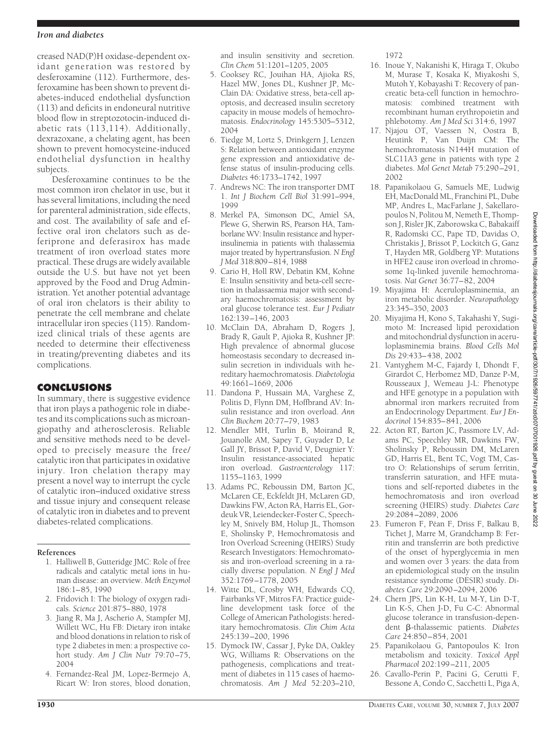creased NAD(P)H oxidase-dependent oxidant generation was restored by desferoxamine (112). Furthermore, desferoxamine has been shown to prevent diabetes-induced endothelial dysfunction (113) and deficits in endoneural nutritive blood flow in streptozotocin-induced diabetic rats (113,114). Additionally, dexrazoxane, a chelating agent, has been shown to prevent homocysteine-induced endothelial dysfunction in healthy subjects.

Desferoxamine continues to be the most common iron chelator in use, but it has several limitations, including the need for parenteral administration, side effects, and cost. The availability of safe and effective oral iron chelators such as deferiprone and deferasirox has made treatment of iron overload states more practical. These drugs are widely available outside the U.S. but have not yet been approved by the Food and Drug Administration. Yet another potential advantage of oral iron chelators is their ability to penetrate the cell membrane and chelate intracellular iron species (115). Randomized clinical trials of these agents are needed to determine their effectiveness in treating/preventing diabetes and its complications.

## CONCLUSIONS

In summary, there is suggestive evidence that iron plays a pathogenic role in diabetes and its complications such as microangiopathy and atherosclerosis. Reliable and sensitive methods need to be developed to precisely measure the free/catalytic iron that participates in oxidative injury. Iron chelation therapy may present a novel way to interrupt the cycle of catalytic iron–induced oxidative stress and tissue injury and consequent release of catalytic iron in diabetes and to prevent diabetes-related complications.

**References**

1. Halliwell B, Gutteridge JMC: Role of free radicals and catalytic metal ions in human disease: an overview. *Meth Enzymol* 186:1–85, 1990
2. Fridovich I: The biology of oxygen radicals. *Science* 201:875–880, 1978
3. Jiang R, Ma J, Ascherio A, Stampfer MJ, Willett WC, Hu FB: Dietary iron intake and blood donations in relation to risk of type 2 diabetes in men: a prospective cohort study. *Am J Clin Nutr* 79:70–75, 2004
4. Fernandez-Real JM, Lopez-Bermejo A, Ricart W: Iron stores, blood donation, and insulin sensitivity and secretion. *Clin Chem* 51:1201–1205, 2005
5. Cooksey RC, Jouihan HA, Ajioka RS, Hazel MW, Jones DL, Kushner JP, McClain DA: Oxidative stress, beta-cell apoptosis, and decreased insulin secretory capacity in mouse models of hemochromatosis. *Endocrinology* 145:5305–5312, 2004
6. Tiedge M, Lortz S, Drinkgern J, Lenzen S: Relation between antioxidant enzyme gene expression and antioxidative defense status of insulin-producing cells. *Diabetes* 46:1733–1742, 1997
7. Andrews NC: The iron transporter DMT 1. *Int J Biochem Cell Biol* 31:991–994, 1999
8. Merkel PA, Simonson DC, Amiel SA, Plewe G, Sherwin RS, Pearson HA, Tamborlane WV: Insulin resistance and hyperinsulinemia in patients with thalassemia major treated by hypertransfusion. *N Engl J Med* 318:809–814, 1988
9. Cario H, Holl RW, Debatin KM, Kohne E: Insulin sensitivity and beta-cell secretion in thalassaemia major with secondary haemochromatosis: assessment by oral glucose tolerance test. *Eur J Pediatr* 162:139–146, 2003
10. McClain DA, Abraham D, Rogers J, Brady R, Gault P, Ajioka R, Kushner JP: High prevalence of abnormal glucose homeostasis secondary to decreased insulin secretion in individuals with hereditary haemochromatosis. *Diabetologia* 49:1661–1669, 2006
11. Dandona P, Hussain MA, Varghese Z, Politis D, Flynn DM, Hoffbrand AV: Insulin resistance and iron overload. *Ann Clin Biochem* 20:77–79, 1983
12. Mendler MH, Turlin B, Moirand R, Jouanolle AM, Sapey T, Guyader D, Le Gall JY, Brissot P, David V, Deugnier Y: Insulin resistance-associated hepatic iron overload. *Gastroenterology* 117: 1155–1163, 1999
13. Adams PC, Reboussin DM, Barton JC, McLaren CE, Eckfeldt JH, McLaren GD, Dawkins FW, Acton RA, Harris EL, Gordeuk VR, Leiendecker-Foster C, Speechley M, Snively BM, Holup JL, Thomson E, Sholinsky P, Hemochromatosis and Iron Overload Screening (HEIRS) Study Research Investigators: Hemochromatosis and iron-overload screening in a racially diverse population. *N Engl J Med* 352:1769–1778, 2005
14. Witte DL, Crosby WH, Edwards CQ, Fairbanks VF, Mitros FA: Practice guideline development task force of the College of American Pathologists: hereditary hemochromatosis. *Clin Chim Acta* 245:139–200, 1996
15. Dymock IW, Cassar J, Pyke DA, Oakley WG, Williams R: Observations on the pathogenesis, complications and treatment of diabetes in 115 cases of haemochromatosis. *Am J Med* 52:203–210, 1972
16. Inoue Y, Nakanishi K, Hiraga T, Okubo M, Murase T, Kosaka K, Miyakoshi S, Mutoh Y, Kobayashi T: Recovery of pancreatic beta-cell function in hemochromatosis: combined treatment with recombinant human erythropoietin and phlebotomy. *Am J Med Sci* 314:6, 1997
17. Njajou OT, Vaessen N, Oostra B, Heutink P, Van Duijn CM: The hemochromatosis N144H mutation of SLC11A3 gene in patients with type 2 diabetes. *Mol Genet Metab* 75:290–291, 2002
18. Papanikolaou G, Samuels ME, Ludwig EH, MacDonald ML, Franchini PL, Dube MP, Andres L, MacFarlane J, Sakellaropoulos N, Politou M, Nemeth E, Thompson J, Risler JK, Zaborowska C, Babakaiff R, Radomski CC, Pape TD, Davidas O, Christakis J, Brissot P, Lockitch G, Ganz T, Hayden MR, Goldberg YP: Mutations in HFE2 cause iron overload in chromosome 1q-linked juvenile hemochromatosis. *Nat Genet* 36:77–82, 2004
19. Miyajima H: Aceruloplasminemia, an iron metabolic disorder. *Neuropathology* 23:345–350, 2003
20. Miyajima H, Kono S, Takahashi Y, Sugimoto M: Increased lipid peroxidation and mitochondrial dysfunction in aceruloplasminemia brains. *Blood Cells Mol Dis* 29:433–438, 2002
21. Vantyghem M-C, Fajardy I, Dhondt F, Girardot C, Herbomez MD, Danze P-M, Rousseaux J, Wemeau J-L: Phenotype and HFE genotype in a population with abnormal iron markers recruited from an Endocrinology Department. *Eur J Endocrinol* 154:835–841, 2006
22. Acton RT, Barton JC, Passmore LV, Adams PC, Speechley MR, Dawkins FW, Sholinsky P, Reboussin DM, McLaren GD, Harris EL, Bent TC, Vogt TM, Castro O: Relationships of serum ferritin, transferrin saturation, and HFE mutations and self-reported diabetes in the hemochromatosis and iron overload screening (HEIRS) study. *Diabetes Care* 29:2084–2089, 2006
23. Fumeron F, Péan F, Driss F, Balkau B, Tichet J, Marre M, Grandchamp B: Ferritin and transferrin are both predictive of the onset of hyperglycemia in men and women over 3 years: the data from an epidemiological study on the insulin resistance syndrome (DESIR) study. *Diabetes Care* 29:2090–2094, 2006
24. Chern JPS, Lin K-H, Lu M-Y, Lin D-T, Lin K-S, Chen J-D, Fu C-C: Abnormal glucose tolerance in transfusion-dependent β-thalassemic patients. *Diabetes Care* 24:850–854, 2001
25. Papanikolaou G, Pantopoulos K: Iron metabolism and toxicity. *Toxicol Appl Pharmacol* 202:199–211, 2005
26. Cavallo-Perin P, Pacini G, Cerutti F, Bessone A, Condo C, Sacchetti L, Piga A,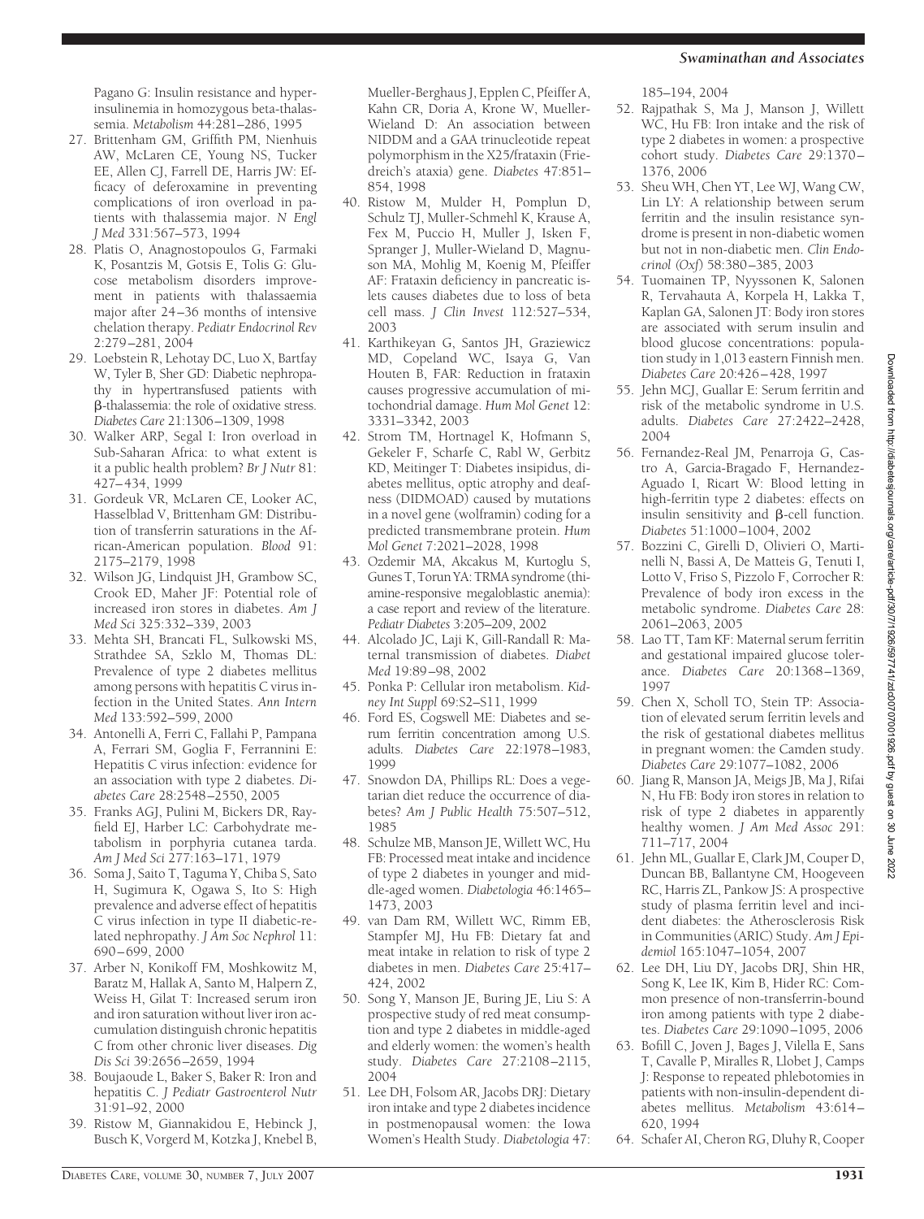Pagano G: Insulin resistance and hyperinsulinemia in homozygous beta-thalassemia. *Metabolism* 44:281–286, 1995

27. Brittenham GM, Griffith PM, Nienhuis AW, McLaren CE, Young NS, Tucker EE, Allen CJ, Farrell DE, Harris JW: Efficacy of deferoxamine in preventing complications of iron overload in patients with thalassemia major. *N Engl J Med* 331:567–573, 1994
28. Platis O, Anagnostopoulos G, Farmaki K, Posantzis M, Gotsis E, Tolis G: Glucose metabolism disorders improvement in patients with thalassaemia major after 24–36 months of intensive chelation therapy. *Pediatr Endocrinol Rev* 2:279–281, 2004
29. Loebstein R, Lehotay DC, Luo X, Bartfay W, Tyler B, Sher GD: Diabetic nephropathy in hypertransfused patients with β-thalassemia: the role of oxidative stress. *Diabetes Care* 21:1306–1309, 1998
30. Walker ARP, Segal I: Iron overload in Sub-Saharan Africa: to what extent is it a public health problem? *Br J Nutr* 81: 427–434, 1999
31. Gordeuk VR, McLaren CE, Looker AC, Hasselblad V, Brittenham GM: Distribution of transferrin saturations in the African-American population. *Blood* 91: 2175–2179, 1998
32. Wilson JG, Lindquist JH, Grambow SC, Crook ED, Maher JF: Potential role of increased iron stores in diabetes. *Am J Med Sci* 325:332–339, 2003
33. Mehta SH, Brancati FL, Sulkowski MS, Strathdee SA, Szklo M, Thomas DL: Prevalence of type 2 diabetes mellitus among persons with hepatitis C virus infection in the United States. *Ann Intern Med* 133:592–599, 2000
34. Antonelli A, Ferri C, Fallahi P, Pampana A, Ferrari SM, Goglia F, Ferrannini E: Hepatitis C virus infection: evidence for an association with type 2 diabetes. *Diabetes Care* 28:2548–2550, 2005
35. Franks AGJ, Pulini M, Bickers DR, Rayfield EJ, Harber LC: Carbohydrate metabolism in porphyria cutanea tarda. *Am J Med Sci* 277:163–171, 1979
36. Soma J, Saito T, Taguma Y, Chiba S, Sato H, Sugimura K, Ogawa S, Ito S: High prevalence and adverse effect of hepatitis C virus infection in type II diabetic-related nephropathy. *J Am Soc Nephrol* 11: 690–699, 2000
37. Arber N, Konikoff FM, Moshkowitz M, Baratz M, Hallak A, Santo M, Halpern Z, Weiss H, Gilat T: Increased serum iron and iron saturation without liver iron accumulation distinguish chronic hepatitis C from other chronic liver diseases. *Dig Dis Sci* 39:2656–2659, 1994
38. Boujaoude L, Baker S, Baker R: Iron and hepatitis C. *J Pediatr Gastroenterol Nutr* 31:91–92, 2000
39. Ristow M, Giannakidou E, Hebinck J, Busch K, Vorgerd M, Kotzka J, Knebel B, Mueller-Berghaus J, Epplen C, Pfeiffer A, Kahn CR, Doria A, Krone W, Mueller-Wieland D: An association between NIDDM and a GAA trinucleotide repeat polymorphism in the X25/frataxin (Friedreich's ataxia) gene. *Diabetes* 47:851–854, 1998
40. Ristow M, Mulder H, Pomplun D, Schulz TJ, Muller-Schmehl K, Krause A, Fex M, Puccio H, Muller J, Isken F, Spranger J, Muller-Wieland D, Magnuson MA, Mohlig M, Koenig M, Pfeiffer AF: Frataxin deficiency in pancreatic islets causes diabetes due to loss of beta cell mass. *J Clin Invest* 112:527–534, 2003
41. Karthikeyan G, Santos JH, Graziewicz MD, Copeland WC, Isaya G, Van Houten B, FAR: Reduction in frataxin causes progressive accumulation of mitochondrial damage. *Hum Mol Genet* 12: 3331–3342, 2003
42. Strom TM, Hortnagel K, Hofmann S, Gekeler F, Scharfe C, Rabl W, Gerbitz KD, Meitinger T: Diabetes insipidus, diabetes mellitus, optic atrophy and deafness (DIDMOAD) caused by mutations in a novel gene (wolframin) coding for a predicted transmembrane protein. *Hum Mol Genet* 7:2021–2028, 1998
43. Ozdemir MA, Akcakus M, Kurtoglu S, Gunes T, Torun YA: TRMA syndrome (thiamine-responsive megaloblastic anemia): a case report and review of the literature. *Pediatr Diabetes* 3:205–209, 2002
44. Alcolado JC, Laji K, Gill-Randall R: Maternal transmission of diabetes. *Diabet Med* 19:89–98, 2002
45. Ponka P: Cellular iron metabolism. *Kidney Int Suppl* 69:S2–S11, 1999
46. Ford ES, Cogswell ME: Diabetes and serum ferritin concentration among U.S. adults. *Diabetes Care* 22:1978–1983, 1999
47. Snowdon DA, Phillips RL: Does a vegetarian diet reduce the occurrence of diabetes? *Am J Public Health* 75:507–512, 1985
48. Schulze MB, Manson JE, Willett WC, Hu FB: Processed meat intake and incidence of type 2 diabetes in younger and middle-aged women. *Diabetologia* 46:1465–1473, 2003
49. van Dam RM, Willett WC, Rimm EB, Stampfer MJ, Hu FB: Dietary fat and meat intake in relation to risk of type 2 diabetes in men. *Diabetes Care* 25:417–424, 2002
50. Song Y, Manson JE, Buring JE, Liu S: A prospective study of red meat consumption and type 2 diabetes in middle-aged and elderly women: the women's health study. *Diabetes Care* 27:2108–2115, 2004
51. Lee DH, Folsom AR, Jacobs DRJ: Dietary iron intake and type 2 diabetes incidence in postmenopausal women: the Iowa Women's Health Study. *Diabetologia* 47: 185–194, 2004
52. Rajpathak S, Ma J, Manson J, Willett WC, Hu FB: Iron intake and the risk of type 2 diabetes in women: a prospective cohort study. *Diabetes Care* 29:1370–1376, 2006
53. Sheu WH, Chen YT, Lee WJ, Wang CW, Lin LY: A relationship between serum ferritin and the insulin resistance syndrome is present in non-diabetic women but not in non-diabetic men. *Clin Endocrinol (Oxf)* 58:380–385, 2003
54. Tuomainen TP, Nyyssonen K, Salonen R, Tervahauta A, Korpela H, Lakka T, Kaplan GA, Salonen JT: Body iron stores are associated with serum insulin and blood glucose concentrations: population study in 1,013 eastern Finnish men. *Diabetes Care* 20:426–428, 1997
55. Jehn MCJ, Guallar E: Serum ferritin and risk of the metabolic syndrome in U.S. adults. *Diabetes Care* 27:2422–2428, 2004
56. Fernandez-Real JM, Penarroja G, Castro A, Garcia-Bragado F, Hernandez-Aguado I, Ricart W: Blood letting in high-ferritin type 2 diabetes: effects on insulin sensitivity and β-cell function. *Diabetes* 51:1000–1004, 2002
57. Bozzini C, Girelli D, Olivieri O, Martinelli N, Bassi A, De Matteis G, Tenuti I, Lotto V, Friso S, Pizzolo F, Corrocher R: Prevalence of body iron excess in the metabolic syndrome. *Diabetes Care* 28: 2061–2063, 2005
58. Lao TT, Tam KF: Maternal serum ferritin and gestational impaired glucose tolerance. *Diabetes Care* 20:1368–1369, 1997
59. Chen X, Scholl TO, Stein TP: Association of elevated serum ferritin levels and the risk of gestational diabetes mellitus in pregnant women: the Camden study. *Diabetes Care* 29:1077–1082, 2006
60. Jiang R, Manson JA, Meigs JB, Ma J, Rifai N, Hu FB: Body iron stores in relation to risk of type 2 diabetes in apparently healthy women. *J Am Med Assoc* 291: 711–717, 2004
61. Jehn ML, Guallar E, Clark JM, Couper D, Duncan BB, Ballantyne CM, Hoogeveen RC, Harris ZL, Pankow JS: A prospective study of plasma ferritin level and incident diabetes: the Atherosclerosis Risk in Communities (ARIC) Study. *Am J Epidemiol* 165:1047–1054, 2007
62. Lee DH, Liu DY, Jacobs DRJ, Shin HR, Song K, Lee IK, Kim B, Hider RC: Common presence of non-transferrin-bound iron among patients with type 2 diabetes. *Diabetes Care* 29:1090–1095, 2006
63. Bofill C, Joven J, Bages J, Vilella E, Sans T, Cavalle P, Miralles R, Llobet J, Camps J: Response to repeated phlebotomies in patients with non-insulin-dependent diabetes mellitus. *Metabolism* 43:614–620, 1994
64. Schafer AI, Cheron RG, Dluhy R, Cooper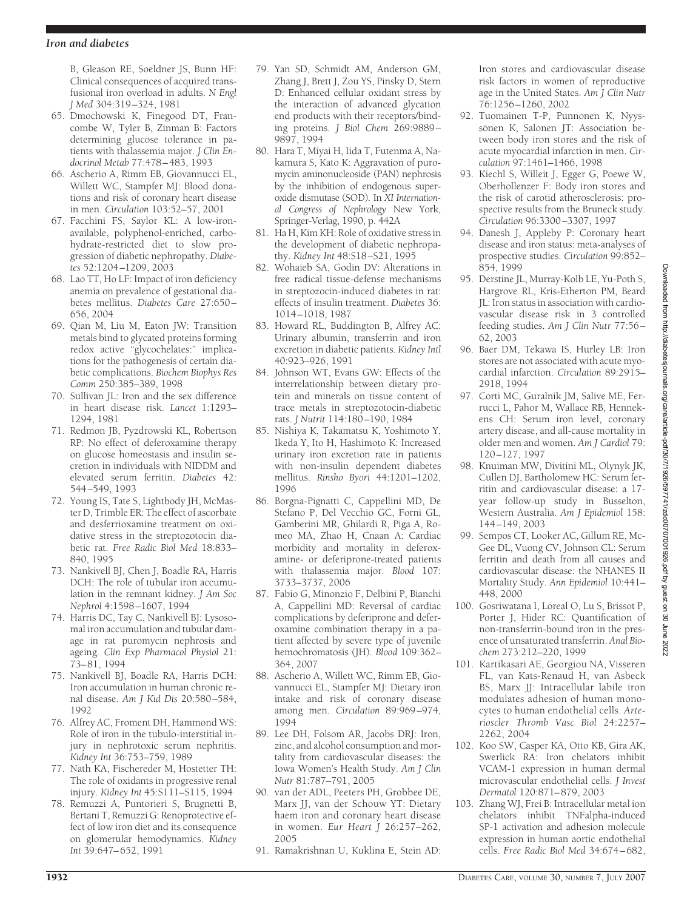B, Gleason RE, Soeldner JS, Bunn HF: Clinical consequences of acquired transfusional iron overload in adults. *N Engl J Med* 304:319–324, 1981

65. Dmochowski K, Finegood DT, Francombe W, Tyler B, Zinman B: Factors determining glucose tolerance in patients with thalassemia major. *J Clin Endocrinol Metab* 77:478–483, 1993
66. Ascherio A, Rimm EB, Giovannucci EL, Willett WC, Stampfer MJ: Blood donations and risk of coronary heart disease in men. *Circulation* 103:52–57, 2001
67. Facchini FS, Saylor KL: A low-iron-available, polyphenol-enriched, carbohydrate-restricted diet to slow progression of diabetic nephropathy. *Diabetes* 52:1204–1209, 2003
68. Lao TT, Ho LF: Impact of iron deficiency anemia on prevalence of gestational diabetes mellitus. *Diabetes Care* 27:650–656, 2004
69. Qian M, Liu M, Eaton JW: Transition metals bind to glycated proteins forming redox active "glycochelates:" implications for the pathogenesis of certain diabetic complications. *Biochem Biophys Res Comm* 250:385–389, 1998
70. Sullivan JL: Iron and the sex difference in heart disease risk. *Lancet* 1:1293–1294, 1981
71. Redmon JB, Pyzdrowski KL, Robertson RP: No effect of deferoxamine therapy on glucose homeostasis and insulin secretion in individuals with NIDDM and elevated serum ferritin. *Diabetes* 42: 544–549, 1993
72. Young IS, Tate S, Lightbody JH, McMaster D, Trimble ER: The effect of ascorbate and desferrioxamine treatment on oxidative stress in the streptozotocin diabetic rat. *Free Radic Biol Med* 18:833–840, 1995
73. Nankivell BJ, Chen J, Boadle RA, Harris DCH: The role of tubular iron accumulation in the remnant kidney. *J Am Soc Nephrol* 4:1598–1607, 1994
74. Harris DC, Tay C, Nankivell BJ: Lysosomal iron accumulation and tubular damage in rat puromycin nephrosis and ageing. *Clin Exp Pharmacol Physiol* 21: 73–81, 1994
75. Nankivell BJ, Boadle RA, Harris DCH: Iron accumulation in human chronic renal disease. *Am J Kid Dis* 20:580–584, 1992
76. Alfrey AC, Froment DH, Hammond WS: Role of iron in the tubulo-interstitial injury in nephrotoxic serum nephritis. *Kidney Int* 36:753–759, 1989
77. Nath KA, Fischereder M, Hostetter TH: The role of oxidants in progressive renal injury. *Kidney Int* 45:S111–S115, 1994
78. Remuzzi A, Puntorieri S, Brugnetti B, Bertani T, Remuzzi G: Renoprotective effect of low iron diet and its consequence on glomerular hemodynamics. *Kidney Int* 39:647–652, 1991
79. Yan SD, Schmidt AM, Anderson GM, Zhang J, Brett J, Zou YS, Pinsky D, Stern D: Enhanced cellular oxidant stress by the interaction of advanced glycation end products with their receptors/binding proteins. *J Biol Chem* 269:9889–9897, 1994
80. Hara T, Miyai H, Iida T, Futenma A, Nakamura S, Kato K: Aggravation of puromycin aminonucleoside (PAN) nephrosis by the inhibition of endogenous superoxide dismutase (SOD). In *XI International Congress of Nephrology* New York, Springer-Verlag, 1990, p. 442A
81. Ha H, Kim KH: Role of oxidative stress in the development of diabetic nephropathy. *Kidney Int* 48:S18–S21, 1995
82. Wohaieb SA, Godin DV: Alterations in free radical tissue-defense mechanisms in streptozocin-induced diabetes in rat: effects of insulin treatment. *Diabetes* 36: 1014–1018, 1987
83. Howard RL, Buddington B, Alfrey AC: Urinary albumin, transferrin and iron excretion in diabetic patients. *Kidney Intl* 40:923–926, 1991
84. Johnson WT, Evans GW: Effects of the interrelationship between dietary protein and minerals on tissue content of trace metals in streptozotocin-diabetic rats. *J Nutrit* 114:180–190, 1984
85. Nishiya K, Takamatsu K, Yoshimoto Y, Ikeda Y, Ito H, Hashimoto K: Increased urinary iron excretion rate in patients with non-insulin dependent diabetes mellitus. *Rinsho Byori* 44:1201–1202, 1996
86. Borgna-Pignatti C, Cappellini MD, De Stefano P, Del Vecchio GC, Forni GL, Gamberini MR, Ghilardi R, Piga A, Romeo MA, Zhao H, Cnaan A: Cardiac morbidity and mortality in deferoxamine- or deferiprone-treated patients with thalassemia major. *Blood* 107: 3733–3737, 2006
87. Fabio G, Minonzio F, Delbini P, Bianchi A, Cappellini MD: Reversal of cardiac complications by deferiprone and deferoxamine combination therapy in a patient affected by severe type of juvenile hemochromatosis (JH). *Blood* 109:362–364, 2007
88. Ascherio A, Willett WC, Rimm EB, Giovannucci EL, Stampfer MJ: Dietary iron intake and risk of coronary disease among men. *Circulation* 89:969–974, 1994
89. Lee DH, Folsom AR, Jacobs DRJ: Iron, zinc, and alcohol consumption and mortality from cardiovascular diseases: the Iowa Women's Health Study. *Am J Clin Nutr* 81:787–791, 2005
90. van der ADL, Peeters PH, Grobbee DE, Marx JJ, van der Schouw YT: Dietary haem iron and coronary heart disease in women. *Eur Heart J* 26:257–262, 2005
91. Ramakrishnan U, Kuklina E, Stein AD: Iron stores and cardiovascular disease risk factors in women of reproductive age in the United States. *Am J Clin Nutr* 76:1256–1260, 2002
92. Tuomainen T-P, Punnonen K, Nyyssönen K, Salonen JT: Association between body iron stores and the risk of acute myocardial infarction in men. *Circulation* 97:1461–1466, 1998
93. Kiechl S, Willeit J, Egger G, Poewe W, Oberhollenzer F: Body iron stores and the risk of carotid atherosclerosis: prospective results from the Bruneck study. *Circulation* 96:3300–3307, 1997
94. Danesh J, Appleby P: Coronary heart disease and iron status: meta-analyses of prospective studies. *Circulation* 99:852–854, 1999
95. Derstine JL, Murray-Kolb LE, Yu-Poth S, Hargrove RL, Kris-Etherton PM, Beard JL: Iron status in association with cardiovascular disease risk in 3 controlled feeding studies. *Am J Clin Nutr* 77:56–62, 2003
96. Baer DM, Tekawa IS, Hurley LB: Iron stores are not associated with acute myocardial infarction. *Circulation* 89:2915–2918, 1994
97. Corti MC, Guralnik JM, Salive ME, Ferrucci L, Pahor M, Wallace RB, Hennekens CH: Serum iron level, coronary artery disease, and all-cause mortality in older men and women. *Am J Cardiol* 79: 120–127, 1997
98. Knuiman MW, Divitini ML, Olynyk JK, Cullen DJ, Bartholomew HC: Serum ferritin and cardiovascular disease: a 17-year follow-up study in Busselton, Western Australia. *Am J Epidemiol* 158: 144–149, 2003
99. Sempos CT, Looker AC, Gillum RE, McGee DL, Vuong CV, Johnson CL: Serum ferritin and death from all causes and cardiovascular disease: the NHANES II Mortality Study. *Ann Epidemiol* 10:441–448, 2000
100. Gosriwatana I, Loreal O, Lu S, Brissot P, Porter J, Hider RC: Quantification of non-transferrin-bound iron in the presence of unsaturated transferrin. *Anal Biochem* 273:212–220, 1999
101. Kartikasari AE, Georgiou NA, Visseren FL, van Kats-Renaud H, van Asbeck BS, Marx JJ: Intracellular labile iron modulates adhesion of human monocytes to human endothelial cells. *Arterioscler Thromb Vasc Biol* 24:2257–2262, 2004
102. Koo SW, Casper KA, Otto KB, Gira AK, Swerlick RA: Iron chelators inhibit VCAM-1 expression in human dermal microvascular endothelial cells. *J Invest Dermatol* 120:871–879, 2003
103. Zhang WJ, Frei B: Intracellular metal ion chelators inhibit TNFalpha-induced SP-1 activation and adhesion molecule expression in human aortic endothelial cells. *Free Radic Biol Med* 34:674–682,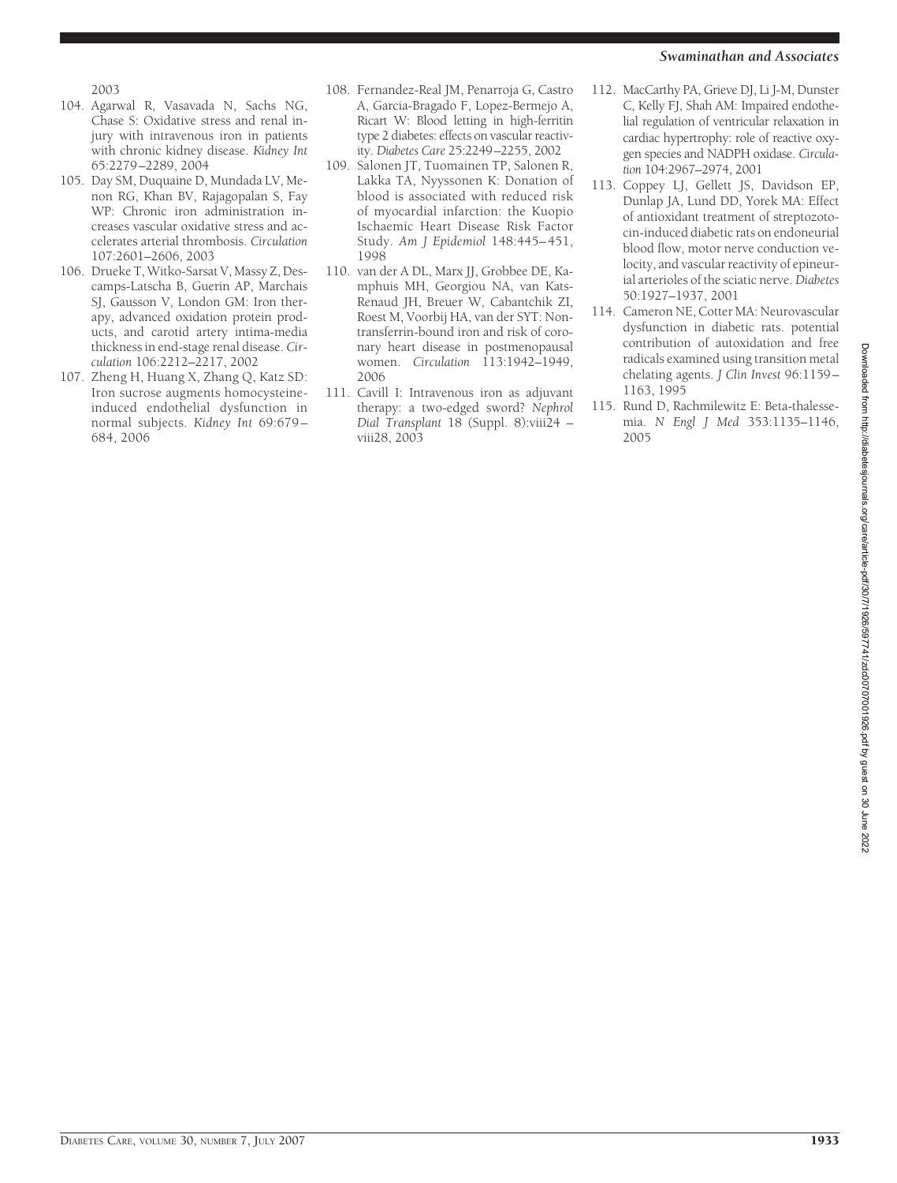2003

104. Agarwal R, Vasavada N, Sachs NG, Chase S: Oxidative stress and renal injury with intravenous iron in patients with chronic kidney disease. *Kidney Int* 65:2279–2289, 2004
105. Day SM, Duquaine D, Mundada LV, Menon RG, Khan BV, Rajagopalan S, Fay WP: Chronic iron administration increases vascular oxidative stress and accelerates arterial thrombosis. *Circulation* 107:2601–2606, 2003
106. Drueke T, Witko-Sarsat V, Massy Z, Descamps-Latscha B, Guerin AP, Marchais SJ, Gausson V, London GM: Iron therapy, advanced oxidation protein products, and carotid artery intima-media thickness in end-stage renal disease. *Circulation* 106:2212–2217, 2002
107. Zheng H, Huang X, Zhang Q, Katz SD: Iron sucrose augments homocysteine-induced endothelial dysfunction in normal subjects. *Kidney Int* 69:679–684, 2006
108. Fernandez-Real JM, Penarroja G, Castro A, Garcia-Bragado F, Lopez-Bermejo A, Ricart W: Blood letting in high-ferritin type 2 diabetes: effects on vascular reactivity. *Diabetes Care* 25:2249–2255, 2002
109. Salonen JT, Tuomainen TP, Salonen R, Lakka TA, Nyyssonen K: Donation of blood is associated with reduced risk of myocardial infarction: the Kuopio Ischaemic Heart Disease Risk Factor Study. *Am J Epidemiol* 148:445–451, 1998
110. van der A DL, Marx JJ, Grobbee DE, Kamphuis MH, Georgiou NA, van Kats-Renaud JH, Breuer W, Cabantchik ZI, Roest M, Voorbij HA, van der SYT: Non-transferrin-bound iron and risk of coronary heart disease in postmenopausal women. *Circulation* 113:1942–1949, 2006
111. Cavill I: Intravenous iron as adjuvant therapy: a two-edged sword? *Nephrol Dial Transplant* 18 (Suppl. 8):viii24–viii28, 2003
112. MacCarthy PA, Grieve DJ, Li J-M, Dunster C, Kelly FJ, Shah AM: Impaired endothelial regulation of ventricular relaxation in cardiac hypertrophy: role of reactive oxygen species and NADPH oxidase. *Circulation* 104:2967–2974, 2001
113. Coppey LJ, Gellett JS, Davidson EP, Dunlap JA, Lund DD, Yorek MA: Effect of antioxidant treatment of streptozotocin-induced diabetic rats on endoneurial blood flow, motor nerve conduction velocity, and vascular reactivity of epineurial arterioles of the sciatic nerve. *Diabetes* 50:1927–1937, 2001
114. Cameron NE, Cotter MA: Neurovascular dysfunction in diabetic rats. potential contribution of autoxidation and free radicals examined using transition metal chelating agents. *J Clin Invest* 96:1159–1163, 1995
115. Rund D, Rachmilewitz E: Beta-thalessemia. *N Engl J Med* 353:1135–1146, 2005